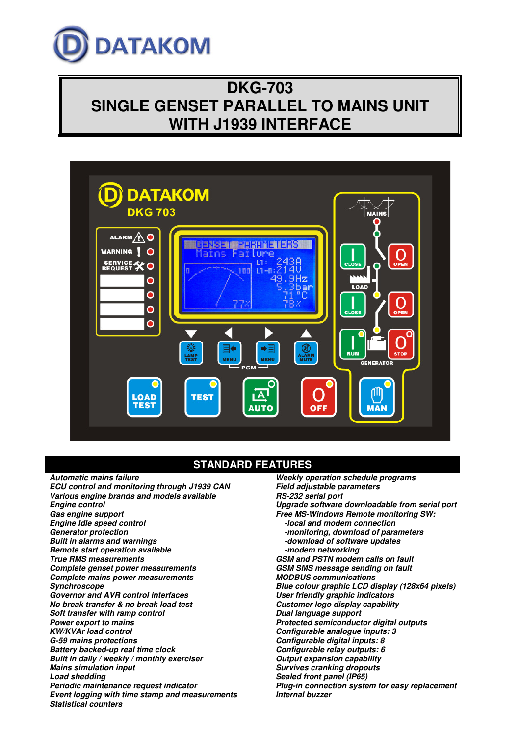DATAKOM

# DKG-703
# SINGLE GENSET PARALLEL TO MAINS UNIT WITH J1939 INTERFACE

## STANDARD FEATURES

*Automatic mains failure*
*ECU control and monitoring through J1939 CAN*
*Various engine brands and models available*
*Engine control*
*Gas engine support*
*Engine Idle speed control*
*Generator protection*
*Built in alarms and warnings*
*Remote start operation available*
*True RMS measurements*
*Complete genset power measurements*
*Complete mains power measurements*
*Synchroscope*
*Governor and AVR control interfaces*
*No break transfer & no break load test*
*Soft transfer with ramp control*
*Power export to mains*
*KW/KVAr load control*
*G-59 mains protections*
*Battery backed-up real time clock*
*Built in daily / weekly / monthly exerciser*
*Mains simulation input*
*Load shedding*
*Periodic maintenance request indicator*
*Event logging with time stamp and measurements*
*Statistical counters*
*Weekly operation schedule programs*
*Field adjustable parameters*
*RS-232 serial port*
*Upgrade software downloadable from serial port*
*Free MS-Windows Remote monitoring SW:*
- *local and modem connection*
- *monitoring, download of parameters*
- *download of software updates*
- *modem networking*

*GSM and PSTN modem calls on fault*
*GSM SMS message sending on fault*
*MODBUS communications*
*Blue colour graphic LCD display (128x64 pixels)*
*User friendly graphic indicators*
*Customer logo display capability*
*Dual language support*
*Protected semiconductor digital outputs*
*Configurable analogue inputs: 3*
*Configurable digital inputs: 8*
*Configurable relay outputs: 6*
*Output expansion capability*
*Survives cranking dropouts*
*Sealed front panel (IP65)*
*Plug-in connection system for easy replacement*
*Internal buzzer*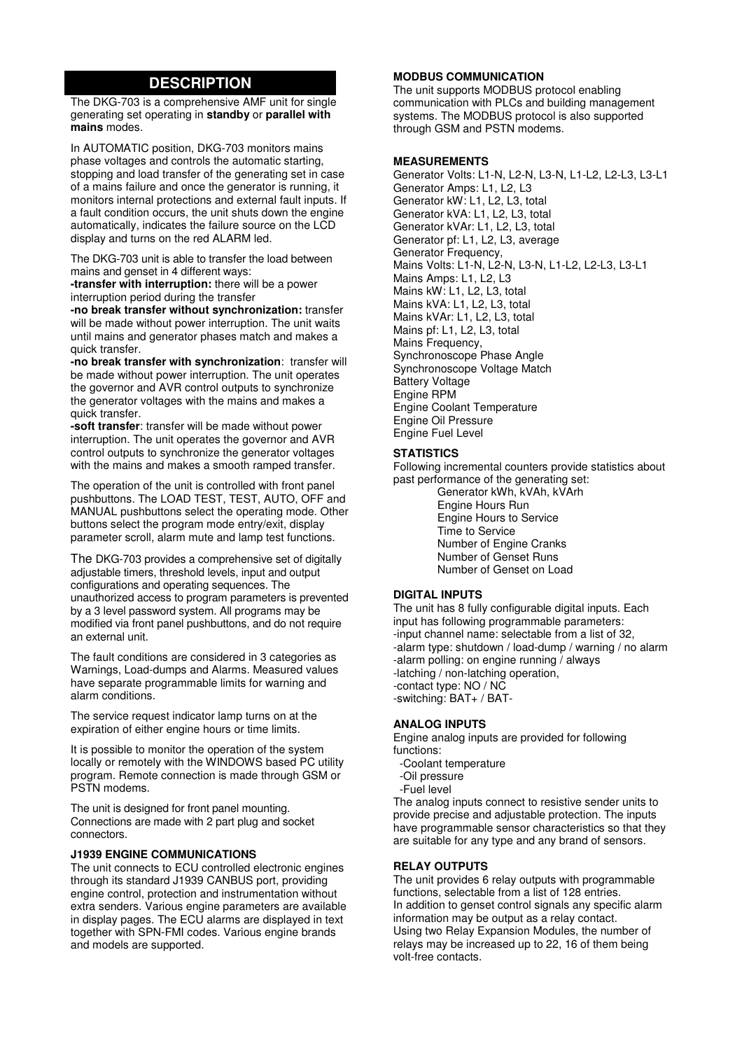## DESCRIPTION

The DKG-703 is a comprehensive AMF unit for single generating set operating in **standby** or **parallel with mains** modes.

In AUTOMATIC position, DKG-703 monitors mains phase voltages and controls the automatic starting, stopping and load transfer of the generating set in case of a mains failure and once the generator is running, it monitors internal protections and external fault inputs. If a fault condition occurs, the unit shuts down the engine automatically, indicates the failure source on the LCD display and turns on the red ALARM led.

The DKG-703 unit is able to transfer the load between mains and genset in 4 different ways:

**-transfer with interruption:** there will be a power interruption period during the transfer

**-no break transfer without synchronization:** transfer will be made without power interruption. The unit waits until mains and generator phases match and makes a quick transfer.

**-no break transfer with synchronization**: transfer will be made without power interruption. The unit operates the governor and AVR control outputs to synchronize the generator voltages with the mains and makes a quick transfer.

**-soft transfer**: transfer will be made without power interruption. The unit operates the governor and AVR control outputs to synchronize the generator voltages with the mains and makes a smooth ramped transfer.

The operation of the unit is controlled with front panel pushbuttons. The LOAD TEST, TEST, AUTO, OFF and MANUAL pushbuttons select the operating mode. Other buttons select the program mode entry/exit, display parameter scroll, alarm mute and lamp test functions.

The DKG-703 provides a comprehensive set of digitally adjustable timers, threshold levels, input and output configurations and operating sequences. The unauthorized access to program parameters is prevented by a 3 level password system. All programs may be modified via front panel pushbuttons, and do not require an external unit.

The fault conditions are considered in 3 categories as Warnings, Load-dumps and Alarms. Measured values have separate programmable limits for warning and alarm conditions.

The service request indicator lamp turns on at the expiration of either engine hours or time limits.

It is possible to monitor the operation of the system locally or remotely with the WINDOWS based PC utility program. Remote connection is made through GSM or PSTN modems.

The unit is designed for front panel mounting. Connections are made with 2 part plug and socket connectors.

### J1939 ENGINE COMMUNICATIONS

The unit connects to ECU controlled electronic engines through its standard J1939 CANBUS port, providing engine control, protection and instrumentation without extra senders. Various engine parameters are available in display pages. The ECU alarms are displayed in text together with SPN-FMI codes. Various engine brands and models are supported.

### MODBUS COMMUNICATION

The unit supports MODBUS protocol enabling communication with PLCs and building management systems. The MODBUS protocol is also supported through GSM and PSTN modems.

### MEASUREMENTS

Generator Volts: L1-N, L2-N, L3-N, L1-L2, L2-L3, L3-L1
Generator Amps: L1, L2, L3
Generator kW: L1, L2, L3, total
Generator kVA: L1, L2, L3, total
Generator kVAr: L1, L2, L3, total
Generator pf: L1, L2, L3, average
Generator Frequency,
Mains Volts: L1-N, L2-N, L3-N, L1-L2, L2-L3, L3-L1
Mains Amps: L1, L2, L3
Mains kW: L1, L2, L3, total
Mains kVA: L1, L2, L3, total
Mains kVAr: L1, L2, L3, total
Mains pf: L1, L2, L3, total
Mains Frequency,
Synchronoscope Phase Angle
Synchronoscope Voltage Match
Battery Voltage
Engine RPM
Engine Coolant Temperature
Engine Oil Pressure
Engine Fuel Level

### STATISTICS

Following incremental counters provide statistics about past performance of the generating set:

- Generator kWh, kVAh, kVArh
- Engine Hours Run
- Engine Hours to Service
- Time to Service
- Number of Engine Cranks
- Number of Genset Runs
- Number of Genset on Load

### DIGITAL INPUTS

The unit has 8 fully configurable digital inputs. Each input has following programmable parameters:
-input channel name: selectable from a list of 32,
-alarm type: shutdown / load-dump / warning / no alarm
-alarm polling: on engine running / always
-latching / non-latching operation,
-contact type: NO / NC
-switching: BAT+ / BAT-

### ANALOG INPUTS

Engine analog inputs are provided for following functions:
-Coolant temperature
-Oil pressure
-Fuel level

The analog inputs connect to resistive sender units to provide precise and adjustable protection. The inputs have programmable sensor characteristics so that they are suitable for any type and any brand of sensors.

### RELAY OUTPUTS

The unit provides 6 relay outputs with programmable functions, selectable from a list of 128 entries.
In addition to genset control signals any specific alarm information may be output as a relay contact.
Using two Relay Expansion Modules, the number of relays may be increased up to 22, 16 of them being volt-free contacts.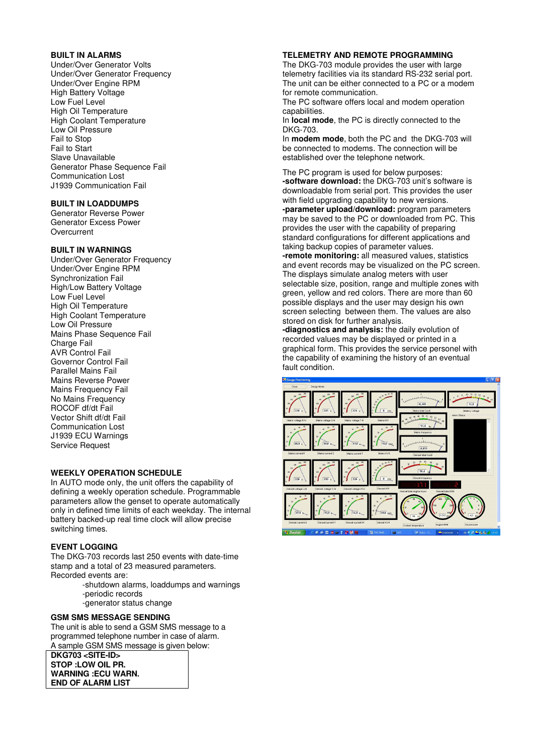## BUILT IN ALARMS

Under/Over Generator Volts
Under/Over Generator Frequency
Under/Over Engine RPM
High Battery Voltage
Low Fuel Level
High Oil Temperature
High Coolant Temperature
Low Oil Pressure
Fail to Stop
Fail to Start
Slave Unavailable
Generator Phase Sequence Fail
Communication Lost
J1939 Communication Fail

## BUILT IN LOADDUMPS

Generator Reverse Power
Generator Excess Power
Overcurrent

## BUILT IN WARNINGS

Under/Over Generator Frequency
Under/Over Engine RPM
Synchronization Fail
High/Low Battery Voltage
Low Fuel Level
High Oil Temperature
High Coolant Temperature
Low Oil Pressure
Mains Phase Sequence Fail
Charge Fail
AVR Control Fail
Governor Control Fail
Parallel Mains Fail
Mains Reverse Power
Mains Frequency Fail
No Mains Frequency
ROCOF df/dt Fail
Vector Shift df/dt Fail
Communication Lost
J1939 ECU Warnings
Service Request

## WEEKLY OPERATION SCHEDULE

In AUTO mode only, the unit offers the capability of defining a weekly operation schedule. Programmable parameters allow the genset to operate automatically only in defined time limits of each weekday. The internal battery backed-up real time clock will allow precise switching times.

## EVENT LOGGING

The DKG-703 records last 250 events with date-time stamp and a total of 23 measured parameters.
Recorded events are:

- -shutdown alarms, loaddumps and warnings
- -periodic records
- -generator status change

## GSM SMS MESSAGE SENDING

The unit is able to send a GSM SMS message to a programmed telephone number in case of alarm.
A sample GSM SMS message is given below:

```
DKG703 <SITE-ID>
STOP :LOW OIL PR.
WARNING :ECU WARN.
END OF ALARM LIST
```

## TELEMETRY AND REMOTE PROGRAMMING

The DKG-703 module provides the user with large telemetry facilities via its standard RS-232 serial port.
The unit can be either connected to a PC or a modem for remote communication.
The PC software offers local and modem operation capabilities.
In **local mode**, the PC is directly connected to the DKG-703.
In **modem mode**, both the PC and the DKG-703 will be connected to modems. The connection will be established over the telephone network.

The PC program is used for below purposes:
**-software download:** the DKG-703 unit's software is downloadable from serial port. This provides the user with field upgrading capability to new versions.
**-parameter upload/download:** program parameters may be saved to the PC or downloaded from PC. This provides the user with the capability of preparing standard configurations for different applications and taking backup copies of parameter values.
**-remote monitoring:** all measured values, statistics and event records may be visualized on the PC screen. The displays simulate analog meters with user selectable size, position, range and multiple zones with green, yellow and red colors. There are more than 60 possible displays and the user may design his own screen selecting between them. The values are also stored on disk for further analysis.
**-diagnostics and analysis:** the daily evolution of recorded values may be displayed or printed in a graphical form. This provides the service personel with the capability of examining the history of an eventual fault condition.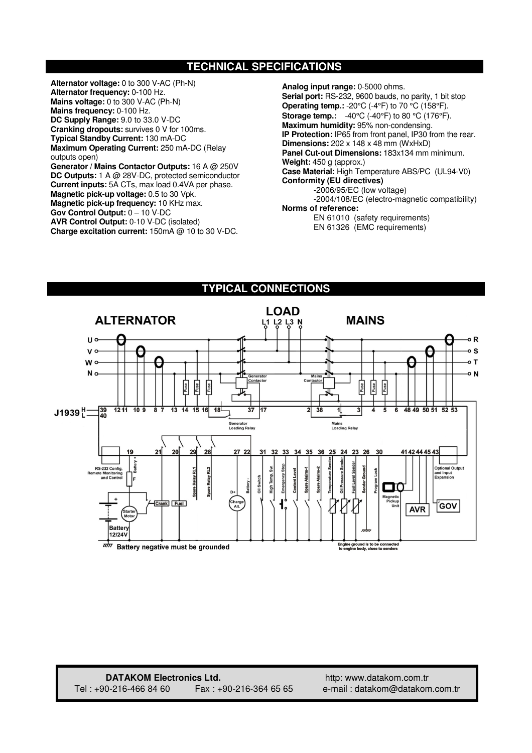## TECHNICAL SPECIFICATIONS

**Alternator voltage:** 0 to 300 V-AC (Ph-N)
**Alternator frequency:** 0-100 Hz.
**Mains voltage:** 0 to 300 V-AC (Ph-N)
**Mains frequency:** 0-100 Hz.
**DC Supply Range:** 9.0 to 33.0 V-DC
**Cranking dropouts:** survives 0 V for 100ms.
**Typical Standby Current:** 130 mA-DC
**Maximum Operating Current:** 250 mA-DC (Relay outputs open)
**Generator / Mains Contactor Outputs:** 16 A @ 250V
**DC Outputs:** 1 A @ 28V-DC, protected semiconductor
**Current inputs:** 5A CTs, max load 0.4VA per phase.
**Magnetic pick-up voltage:** 0.5 to 30 Vpk.
**Magnetic pick-up frequency:** 10 KHz max.
**Gov Control Output:** 0 – 10 V-DC
**AVR Control Output:** 0-10 V-DC (isolated)
**Charge excitation current:** 150mA @ 10 to 30 V-DC.

**Analog input range:** 0-5000 ohms.
**Serial port:** RS-232, 9600 bauds, no parity, 1 bit stop
**Operating temp.:** -20°C (-4°F) to 70 °C (158°F).
**Storage temp.:** -40°C (-40°F) to 80 °C (176°F).
**Maximum humidity:** 95% non-condensing.
**IP Protection:** IP65 from front panel, IP30 from the rear.
**Dimensions:** 202 x 148 x 48 mm (WxHxD)
**Panel Cut-out Dimensions:** 183x134 mm minimum.
**Weight:** 450 g (approx.)
**Case Material:** High Temperature ABS/PC (UL94-V0)
**Conformity (EU directives)**
- -2006/95/EC (low voltage)
- -2004/108/EC (electro-magnetic compatibility)

**Norms of reference:**
- EN 61010 (safety requirements)
- EN 61326 (EMC requirements)

## TYPICAL CONNECTIONS

ALTERNATOR
LOAD
L1 L2 L3 N
MAINS
U V W N
R S T N
Generator Contactor
Mains Contactor
Fuse
J1939 H L
39 40 12 11 10 9 8 7 13 14 15 16 18 37 17 2 38 1 3 4 5 6 48 49 50 51 52 53
Generator Loading Relay
Mains Loading Relay
19 21 20 29 28 27 22 31 32 33 34 35 36 25 24 23 26 30 41 42 44 45 43
RS-232 Config, Remote Monitoring and Control
Battery +
F
Spare Relay RL1
Spare Relay RL2
D+
Battery -
Oil Switch
High Temp. Sw.
Emergency Stop
Coolant Level
Spare Alalrm-1
Spare Alalrm-2
Temperature Sender
Oil Pressure Sender
Fuel Level Sender
Sender Ground
Program Lock
Optional Output and Input Expansion
Crank
Fuel
Starter Motor
Charge Alt.
Magnetic Pickup Unit
AVR
GOV
Battery 12/24V
Battery negative must be grounded
Engine ground is to be connected to engine body, close to senders

**DATAKOM Electronics Ltd.** http: www.datakom.com.tr
Tel : +90-216-466 84 60 Fax : +90-216-364 65 65 e-mail : datakom@datakom.com.tr